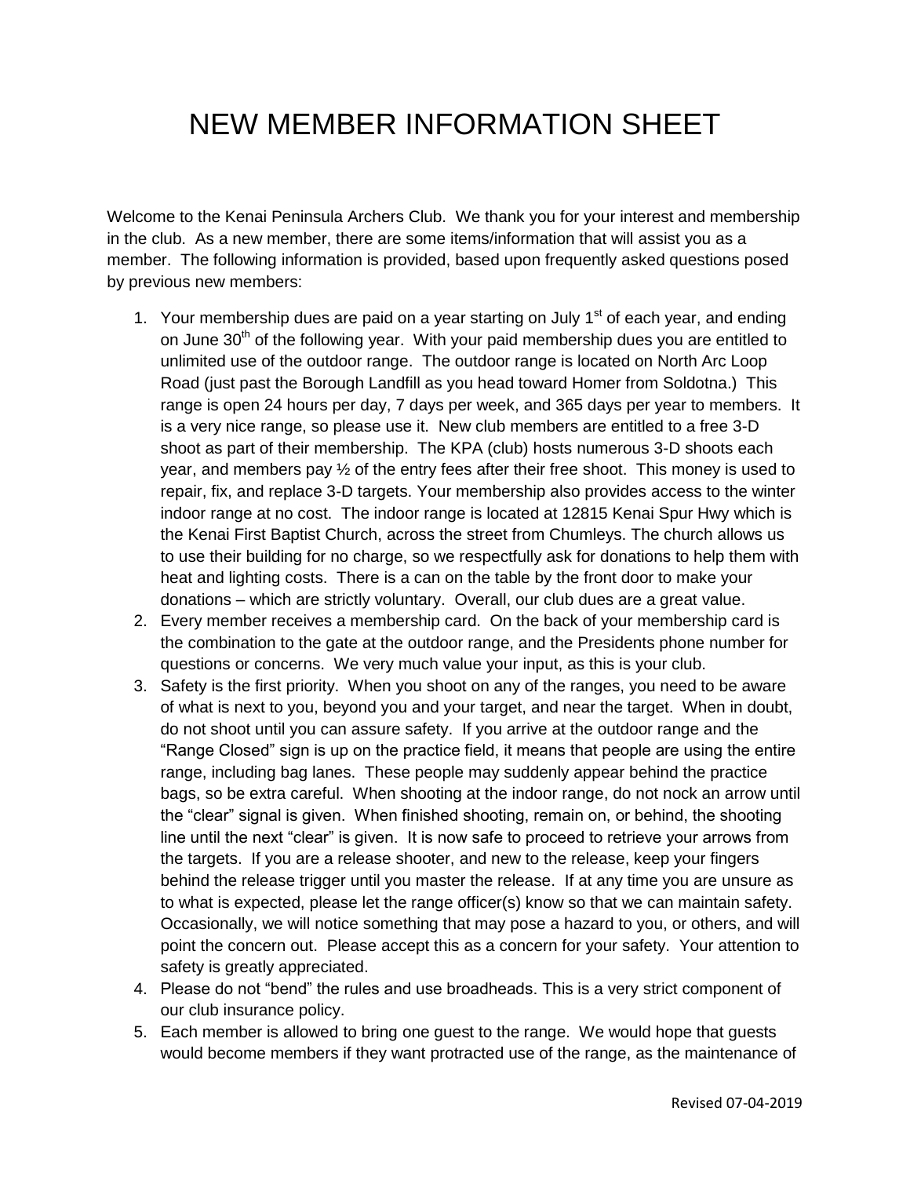# NEW MEMBER INFORMATION SHEET

Welcome to the Kenai Peninsula Archers Club. We thank you for your interest and membership in the club. As a new member, there are some items/information that will assist you as a member. The following information is provided, based upon frequently asked questions posed by previous new members:

1. Your membership dues are paid on a year starting on July 1st of each year, and ending on June 30th of the following year. With your paid membership dues you are entitled to unlimited use of the outdoor range. The outdoor range is located on North Arc Loop Road (just past the Borough Landfill as you head toward Homer from Soldotna.) This range is open 24 hours per day, 7 days per week, and 365 days per year to members. It is a very nice range, so please use it. New club members are entitled to a free 3-D shoot as part of their membership. The KPA (club) hosts numerous 3-D shoots each year, and members pay ½ of the entry fees after their free shoot. This money is used to repair, fix, and replace 3-D targets. Your membership also provides access to the winter indoor range at no cost. The indoor range is located at 12815 Kenai Spur Hwy which is the Kenai First Baptist Church, across the street from Chumleys. The church allows us to use their building for no charge, so we respectfully ask for donations to help them with heat and lighting costs. There is a can on the table by the front door to make your donations – which are strictly voluntary. Overall, our club dues are a great value.
2. Every member receives a membership card. On the back of your membership card is the combination to the gate at the outdoor range, and the Presidents phone number for questions or concerns. We very much value your input, as this is your club.
3. Safety is the first priority. When you shoot on any of the ranges, you need to be aware of what is next to you, beyond you and your target, and near the target. When in doubt, do not shoot until you can assure safety. If you arrive at the outdoor range and the "Range Closed" sign is up on the practice field, it means that people are using the entire range, including bag lanes. These people may suddenly appear behind the practice bags, so be extra careful. When shooting at the indoor range, do not nock an arrow until the "clear" signal is given. When finished shooting, remain on, or behind, the shooting line until the next "clear" is given. It is now safe to proceed to retrieve your arrows from the targets. If you are a release shooter, and new to the release, keep your fingers behind the release trigger until you master the release. If at any time you are unsure as to what is expected, please let the range officer(s) know so that we can maintain safety. Occasionally, we will notice something that may pose a hazard to you, or others, and will point the concern out. Please accept this as a concern for your safety. Your attention to safety is greatly appreciated.
4. Please do not "bend" the rules and use broadheads. This is a very strict component of our club insurance policy.
5. Each member is allowed to bring one guest to the range. We would hope that guests would become members if they want protracted use of the range, as the maintenance of

Revised 07-04-2019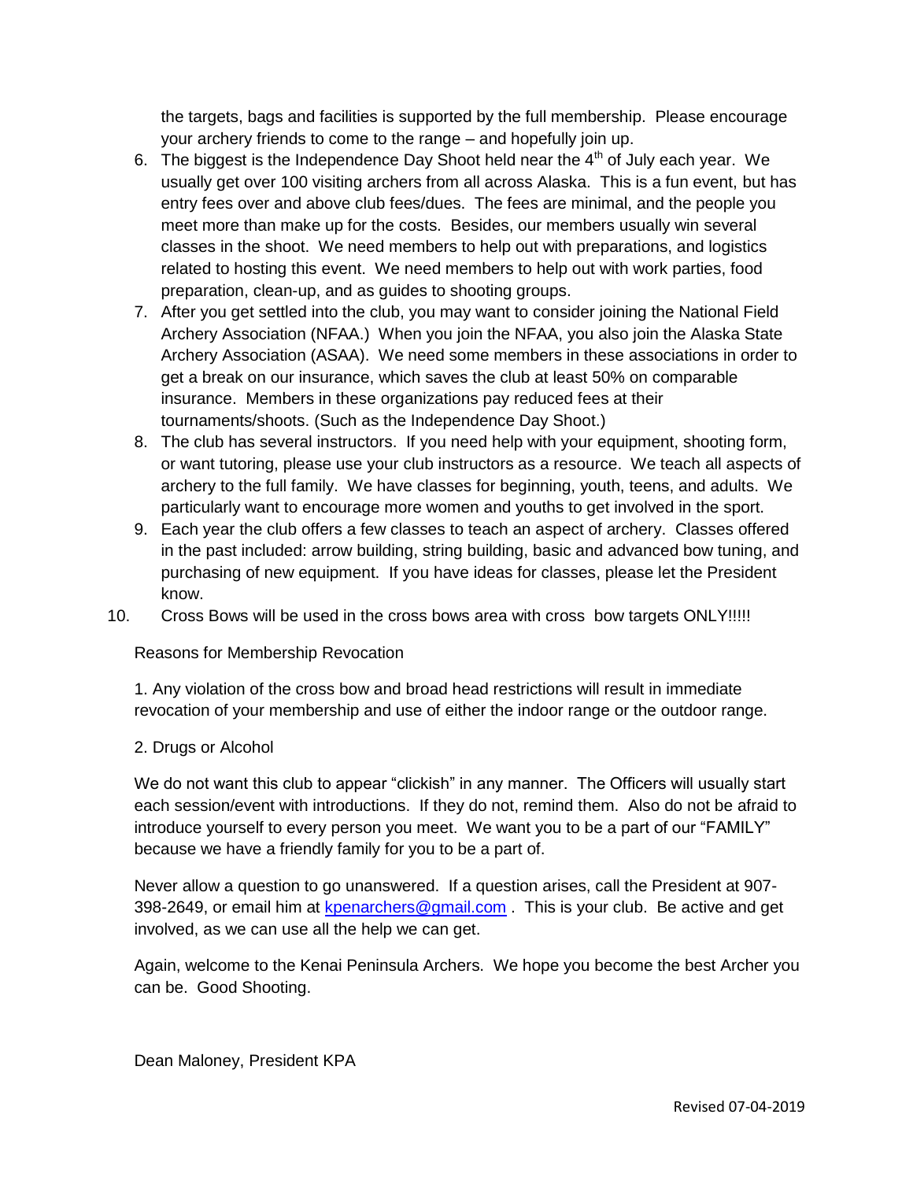the targets, bags and facilities is supported by the full membership. Please encourage your archery friends to come to the range – and hopefully join up.

6. The biggest is the Independence Day Shoot held near the 4th of July each year. We usually get over 100 visiting archers from all across Alaska. This is a fun event, but has entry fees over and above club fees/dues. The fees are minimal, and the people you meet more than make up for the costs. Besides, our members usually win several classes in the shoot. We need members to help out with preparations, and logistics related to hosting this event. We need members to help out with work parties, food preparation, clean-up, and as guides to shooting groups.
7. After you get settled into the club, you may want to consider joining the National Field Archery Association (NFAA.) When you join the NFAA, you also join the Alaska State Archery Association (ASAA). We need some members in these associations in order to get a break on our insurance, which saves the club at least 50% on comparable insurance. Members in these organizations pay reduced fees at their tournaments/shoots. (Such as the Independence Day Shoot.)
8. The club has several instructors. If you need help with your equipment, shooting form, or want tutoring, please use your club instructors as a resource. We teach all aspects of archery to the full family. We have classes for beginning, youth, teens, and adults. We particularly want to encourage more women and youths to get involved in the sport.
9. Each year the club offers a few classes to teach an aspect of archery. Classes offered in the past included: arrow building, string building, basic and advanced bow tuning, and purchasing of new equipment. If you have ideas for classes, please let the President know.
10. Cross Bows will be used in the cross bows area with cross bow targets ONLY!!!!!

Reasons for Membership Revocation

1. Any violation of the cross bow and broad head restrictions will result in immediate revocation of your membership and use of either the indoor range or the outdoor range.

2. Drugs or Alcohol

We do not want this club to appear "clickish" in any manner. The Officers will usually start each session/event with introductions. If they do not, remind them. Also do not be afraid to introduce yourself to every person you meet. We want you to be a part of our "FAMILY" because we have a friendly family for you to be a part of.

Never allow a question to go unanswered. If a question arises, call the President at 907-398-2649, or email him at kpenarchers@gmail.com . This is your club. Be active and get involved, as we can use all the help we can get.

Again, welcome to the Kenai Peninsula Archers. We hope you become the best Archer you can be. Good Shooting.

Dean Maloney, President KPA

Revised 07-04-2019